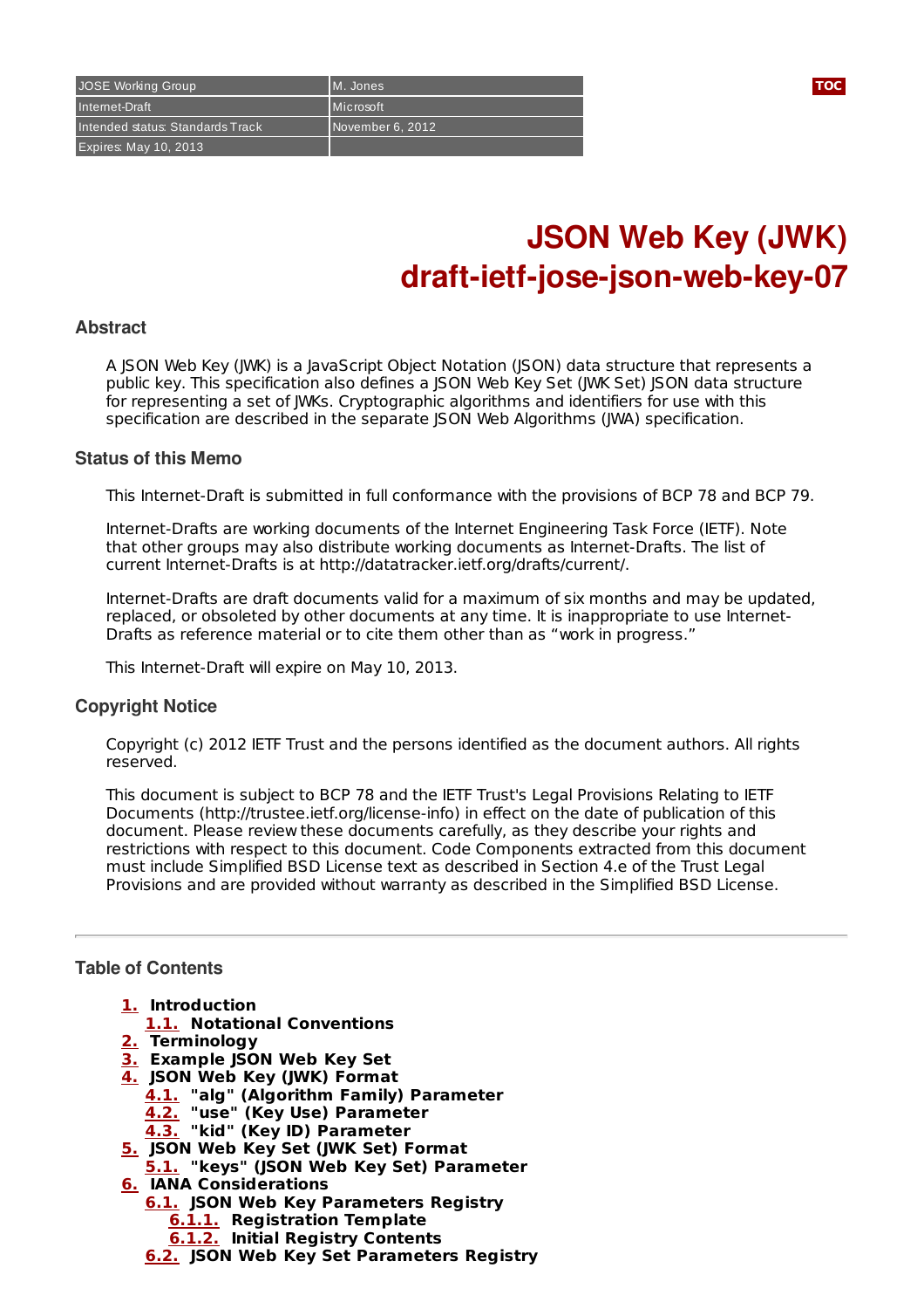| JOSE Working Group | M. Jones |
| --- | --- |
| Internet-Draft | Microsoft |
| Intended status: Standards Track | November 6, 2012 |
| Expires: May 10, 2013 | |

# JSON Web Key (JWK) draft-ietf-jose-json-web-key-07

## Abstract

A JSON Web Key (JWK) is a JavaScript Object Notation (JSON) data structure that represents a public key. This specification also defines a JSON Web Key Set (JWK Set) JSON data structure for representing a set of JWKs. Cryptographic algorithms and identifiers for use with this specification are described in the separate JSON Web Algorithms (JWA) specification.

## Status of this Memo

This Internet-Draft is submitted in full conformance with the provisions of BCP 78 and BCP 79.

Internet-Drafts are working documents of the Internet Engineering Task Force (IETF). Note that other groups may also distribute working documents as Internet-Drafts. The list of current Internet-Drafts is at http://datatracker.ietf.org/drafts/current/.

Internet-Drafts are draft documents valid for a maximum of six months and may be updated, replaced, or obsoleted by other documents at any time. It is inappropriate to use Internet-Drafts as reference material or to cite them other than as "work in progress."

This Internet-Draft will expire on May 10, 2013.

## Copyright Notice

Copyright (c) 2012 IETF Trust and the persons identified as the document authors. All rights reserved.

This document is subject to BCP 78 and the IETF Trust's Legal Provisions Relating to IETF Documents (http://trustee.ietf.org/license-info) in effect on the date of publication of this document. Please review these documents carefully, as they describe your rights and restrictions with respect to this document. Code Components extracted from this document must include Simplified BSD License text as described in Section 4.e of the Trust Legal Provisions and are provided without warranty as described in the Simplified BSD License.

---

## Table of Contents

- **1.** Introduction
  - **1.1.** Notational Conventions
- **2.** Terminology
- **3.** Example JSON Web Key Set
- **4.** JSON Web Key (JWK) Format
  - **4.1.** "alg" (Algorithm Family) Parameter
  - **4.2.** "use" (Key Use) Parameter
  - **4.3.** "kid" (Key ID) Parameter
- **5.** JSON Web Key Set (JWK Set) Format
  - **5.1.** "keys" (JSON Web Key Set) Parameter
- **6.** IANA Considerations
  - **6.1.** JSON Web Key Parameters Registry
    - **6.1.1.** Registration Template
    - **6.1.2.** Initial Registry Contents
  - **6.2.** JSON Web Key Set Parameters Registry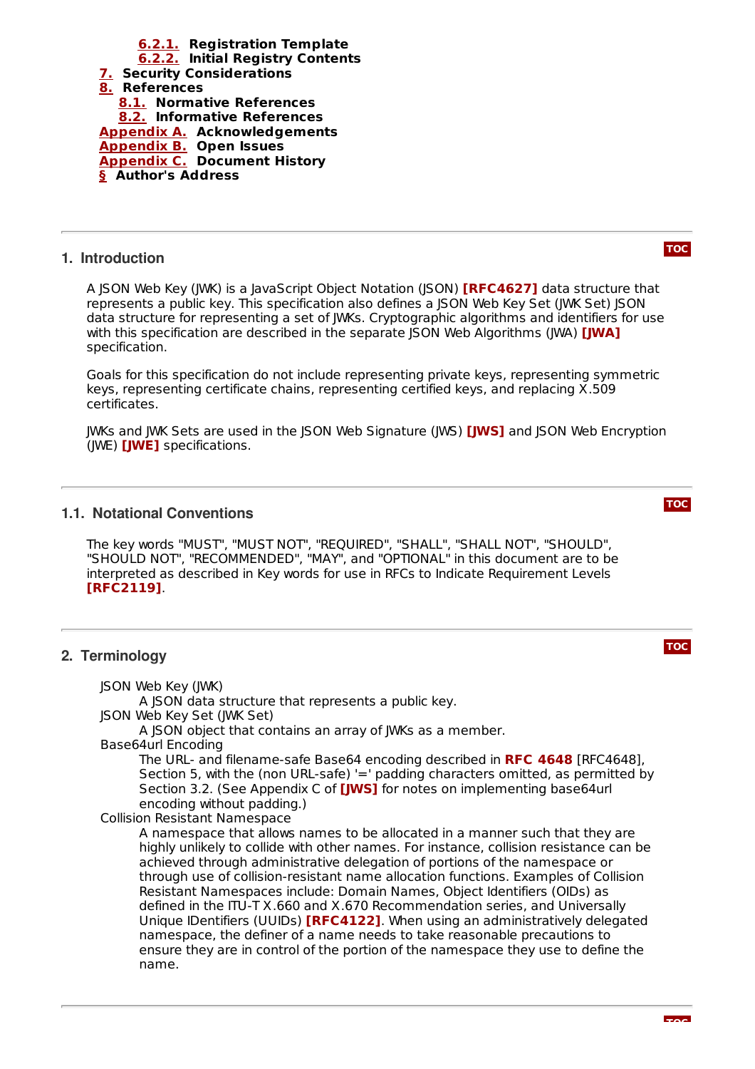- 6.2.1. Registration Template
- 6.2.2. Initial Registry Contents
- 7. Security Considerations
- 8. References
  - 8.1. Normative References
  - 8.2. Informative References
- Appendix A. Acknowledgements
- Appendix B. Open Issues
- Appendix C. Document History
- § Author's Address

## 1. Introduction

A JSON Web Key (JWK) is a JavaScript Object Notation (JSON) **[RFC4627]** data structure that represents a public key. This specification also defines a JSON Web Key Set (JWK Set) JSON data structure for representing a set of JWKs. Cryptographic algorithms and identifiers for use with this specification are described in the separate JSON Web Algorithms (JWA) **[JWA]** specification.

Goals for this specification do not include representing private keys, representing symmetric keys, representing certificate chains, representing certified keys, and replacing X.509 certificates.

JWKs and JWK Sets are used in the JSON Web Signature (JWS) **[JWS]** and JSON Web Encryption (JWE) **[JWE]** specifications.

## 1.1. Notational Conventions

The key words "MUST", "MUST NOT", "REQUIRED", "SHALL", "SHALL NOT", "SHOULD", "SHOULD NOT", "RECOMMENDED", "MAY", and "OPTIONAL" in this document are to be interpreted as described in Key words for use in RFCs to Indicate Requirement Levels **[RFC2119]**.

## 2. Terminology

JSON Web Key (JWK)
: A JSON data structure that represents a public key.

JSON Web Key Set (JWK Set)
: A JSON object that contains an array of JWKs as a member.

Base64url Encoding
: The URL- and filename-safe Base64 encoding described in **RFC 4648** [RFC4648], Section 5, with the (non URL-safe) '=' padding characters omitted, as permitted by Section 3.2. (See Appendix C of **[JWS]** for notes on implementing base64url encoding without padding.)

Collision Resistant Namespace
: A namespace that allows names to be allocated in a manner such that they are highly unlikely to collide with other names. For instance, collision resistance can be achieved through administrative delegation of portions of the namespace or through use of collision-resistant name allocation functions. Examples of Collision Resistant Namespaces include: Domain Names, Object Identifiers (OIDs) as defined in the ITU-T X.660 and X.670 Recommendation series, and Universally Unique IDentifiers (UUIDs) **[RFC4122]**. When using an administratively delegated namespace, the definer of a name needs to take reasonable precautions to ensure they are in control of the portion of the namespace they use to define the name.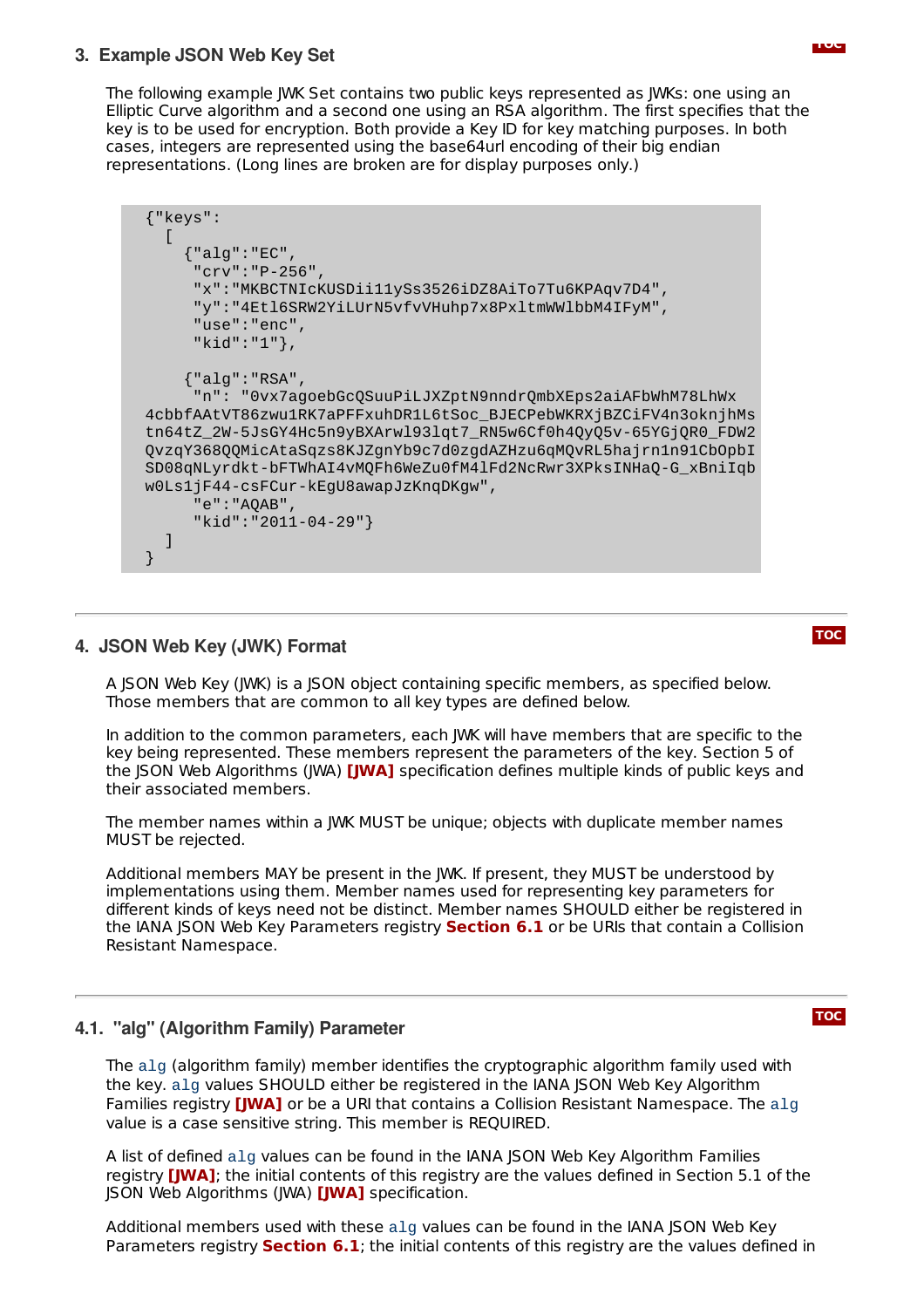## 3. Example JSON Web Key Set

The following example JWK Set contains two public keys represented as JWKs: one using an Elliptic Curve algorithm and a second one using an RSA algorithm. The first specifies that the key is to be used for encryption. Both provide a Key ID for key matching purposes. In both cases, integers are represented using the base64url encoding of their big endian representations. (Long lines are broken are for display purposes only.)

```
{"keys":
  [
    {"alg":"EC",
     "crv":"P-256",
     "x":"MKBCTNIcKUSDii11ySs3526iDZ8AiTo7Tu6KPAqv7D4",
     "y":"4Etl6SRW2YiLUrN5vfvVHuhp7x8PxltmWWlbbM4IFyM",
     "use":"enc",
     "kid":"1"},

    {"alg":"RSA",
     "n": "0vx7agoebGcQSuuPiLJXZptN9nndrQmbXEps2aiAFbWhM78LhWx
4cbbfAAtVT86zwu1RK7aPFFxuhDR1L6tSoc_BJECPebWKRXjBZCiFV4n3oknjhMs
tn64tZ_2W-5JsGY4Hc5n9yBXArwl93lqt7_RN5w6Cf0h4QyQ5v-65YGjQR0_FDW2
QvzqY368QQMicAtaSqzs8KJZgnYb9c7d0zgdAZHzu6qMQvRL5hajrn1n91CbOpbI
SD08qNLyrdkt-bFTWhAI4vMQFh6WeZu0fM4lFd2NcRwr3XPksINHaQ-G_xBniIqb
w0Ls1jF44-csFCur-kEgU8awapJzKnqDKgw",
     "e":"AQAB",
     "kid":"2011-04-29"}
  ]
}
```

## 4. JSON Web Key (JWK) Format

A JSON Web Key (JWK) is a JSON object containing specific members, as specified below. Those members that are common to all key types are defined below.

In addition to the common parameters, each JWK will have members that are specific to the key being represented. These members represent the parameters of the key. Section 5 of the JSON Web Algorithms (JWA) **[JWA]** specification defines multiple kinds of public keys and their associated members.

The member names within a JWK MUST be unique; objects with duplicate member names MUST be rejected.

Additional members MAY be present in the JWK. If present, they MUST be understood by implementations using them. Member names used for representing key parameters for different kinds of keys need not be distinct. Member names SHOULD either be registered in the IANA JSON Web Key Parameters registry **Section 6.1** or be URIs that contain a Collision Resistant Namespace.

### 4.1. "alg" (Algorithm Family) Parameter

The `alg` (algorithm family) member identifies the cryptographic algorithm family used with the key. `alg` values SHOULD either be registered in the IANA JSON Web Key Algorithm Families registry **[JWA]** or be a URI that contains a Collision Resistant Namespace. The `alg` value is a case sensitive string. This member is REQUIRED.

A list of defined `alg` values can be found in the IANA JSON Web Key Algorithm Families registry **[JWA]**; the initial contents of this registry are the values defined in Section 5.1 of the JSON Web Algorithms (JWA) **[JWA]** specification.

Additional members used with these `alg` values can be found in the IANA JSON Web Key Parameters registry **Section 6.1**; the initial contents of this registry are the values defined in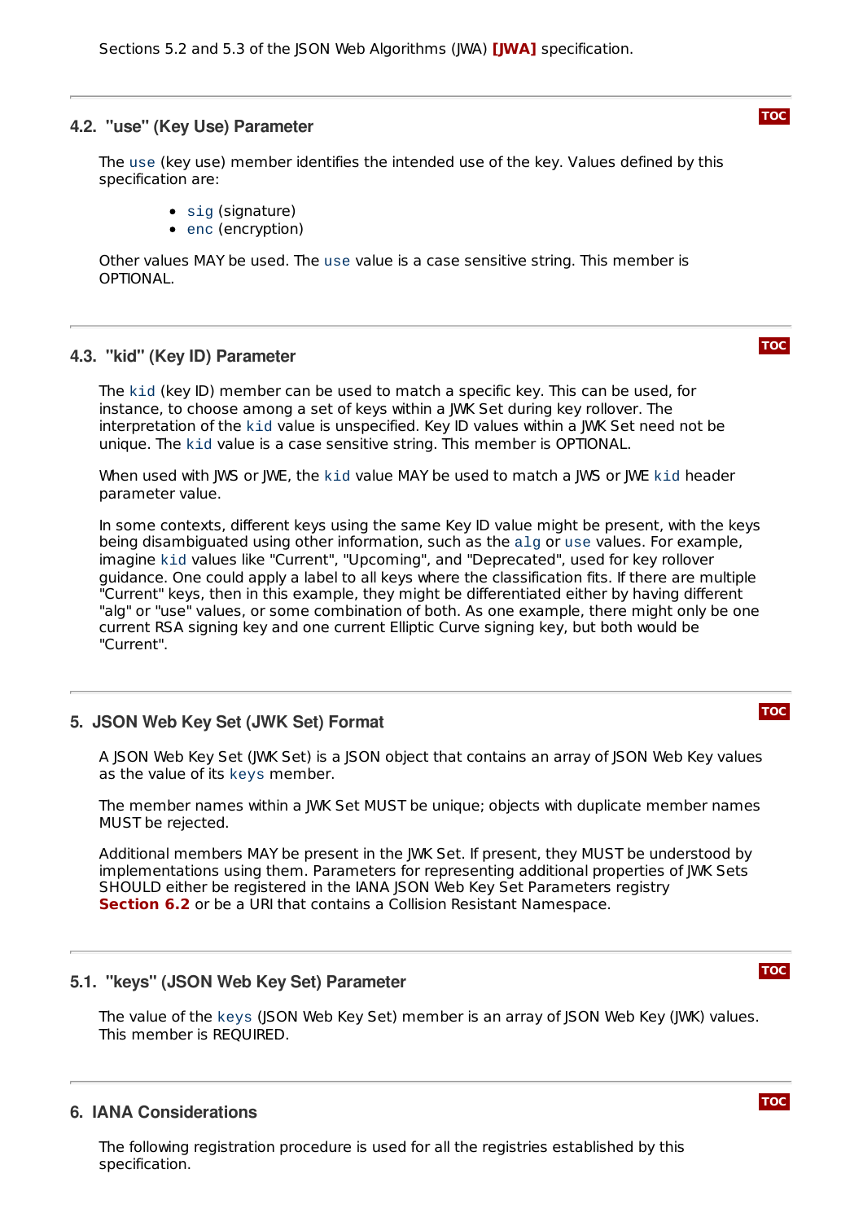Sections 5.2 and 5.3 of the JSON Web Algorithms (JWA) [JWA] specification.

### 4.2. "use" (Key Use) Parameter

The `use` (key use) member identifies the intended use of the key. Values defined by this specification are:

- `sig` (signature)
- `enc` (encryption)

Other values MAY be used. The `use` value is a case sensitive string. This member is OPTIONAL.

### 4.3. "kid" (Key ID) Parameter

The `kid` (key ID) member can be used to match a specific key. This can be used, for instance, to choose among a set of keys within a JWK Set during key rollover. The interpretation of the `kid` value is unspecified. Key ID values within a JWK Set need not be unique. The `kid` value is a case sensitive string. This member is OPTIONAL.

When used with JWS or JWE, the `kid` value MAY be used to match a JWS or JWE `kid` header parameter value.

In some contexts, different keys using the same Key ID value might be present, with the keys being disambiguated using other information, such as the `alg` or `use` values. For example, imagine `kid` values like "Current", "Upcoming", and "Deprecated", used for key rollover guidance. One could apply a label to all keys where the classification fits. If there are multiple "Current" keys, then in this example, they might be differentiated either by having different "alg" or "use" values, or some combination of both. As one example, there might only be one current RSA signing key and one current Elliptic Curve signing key, but both would be "Current".

## 5. JSON Web Key Set (JWK Set) Format

A JSON Web Key Set (JWK Set) is a JSON object that contains an array of JSON Web Key values as the value of its `keys` member.

The member names within a JWK Set MUST be unique; objects with duplicate member names MUST be rejected.

Additional members MAY be present in the JWK Set. If present, they MUST be understood by implementations using them. Parameters for representing additional properties of JWK Sets SHOULD either be registered in the IANA JSON Web Key Set Parameters registry **Section 6.2** or be a URI that contains a Collision Resistant Namespace.

### 5.1. "keys" (JSON Web Key Set) Parameter

The value of the `keys` (JSON Web Key Set) member is an array of JSON Web Key (JWK) values. This member is REQUIRED.

## 6. IANA Considerations

The following registration procedure is used for all the registries established by this specification.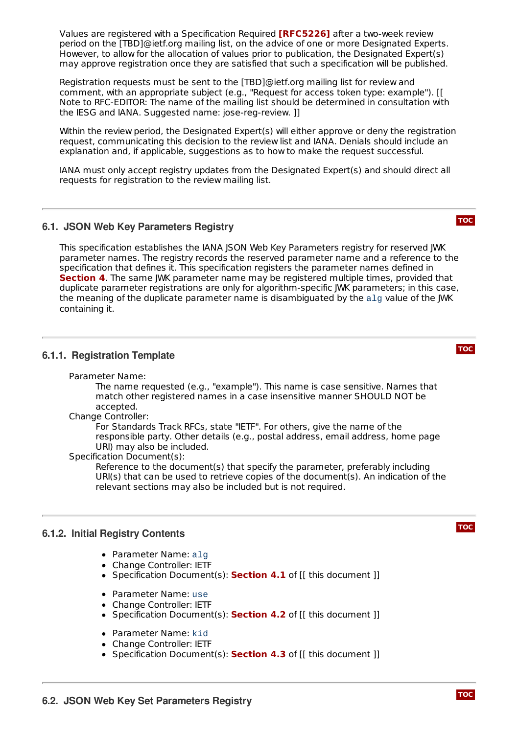Values are registered with a Specification Required **[RFC5226]** after a two-week review period on the [TBD]@ietf.org mailing list, on the advice of one or more Designated Experts. However, to allow for the allocation of values prior to publication, the Designated Expert(s) may approve registration once they are satisfied that such a specification will be published.

Registration requests must be sent to the [TBD]@ietf.org mailing list for review and comment, with an appropriate subject (e.g., "Request for access token type: example"). [[ Note to RFC-EDITOR: The name of the mailing list should be determined in consultation with the IESG and IANA. Suggested name: jose-reg-review. ]]

Within the review period, the Designated Expert(s) will either approve or deny the registration request, communicating this decision to the review list and IANA. Denials should include an explanation and, if applicable, suggestions as to how to make the request successful.

IANA must only accept registry updates from the Designated Expert(s) and should direct all requests for registration to the review mailing list.

### 6.1. JSON Web Key Parameters Registry

This specification establishes the IANA JSON Web Key Parameters registry for reserved JWK parameter names. The registry records the reserved parameter name and a reference to the specification that defines it. This specification registers the parameter names defined in **Section 4**. The same JWK parameter name may be registered multiple times, provided that duplicate parameter registrations are only for algorithm-specific JWK parameters; in this case, the meaning of the duplicate parameter name is disambiguated by the `alg` value of the JWK containing it.

#### 6.1.1. Registration Template

Parameter Name:
: The name requested (e.g., "example"). This name is case sensitive. Names that match other registered names in a case insensitive manner SHOULD NOT be accepted.

Change Controller:
: For Standards Track RFCs, state "IETF". For others, give the name of the responsible party. Other details (e.g., postal address, email address, home page URI) may also be included.

Specification Document(s):
: Reference to the document(s) that specify the parameter, preferably including URI(s) that can be used to retrieve copies of the document(s). An indication of the relevant sections may also be included but is not required.

#### 6.1.2. Initial Registry Contents

- Parameter Name: `alg`
- Change Controller: IETF
- Specification Document(s): **Section 4.1** of [[ this document ]]

- Parameter Name: `use`
- Change Controller: IETF
- Specification Document(s): **Section 4.2** of [[ this document ]]

- Parameter Name: `kid`
- Change Controller: IETF
- Specification Document(s): **Section 4.3** of [[ this document ]]

### 6.2. JSON Web Key Set Parameters Registry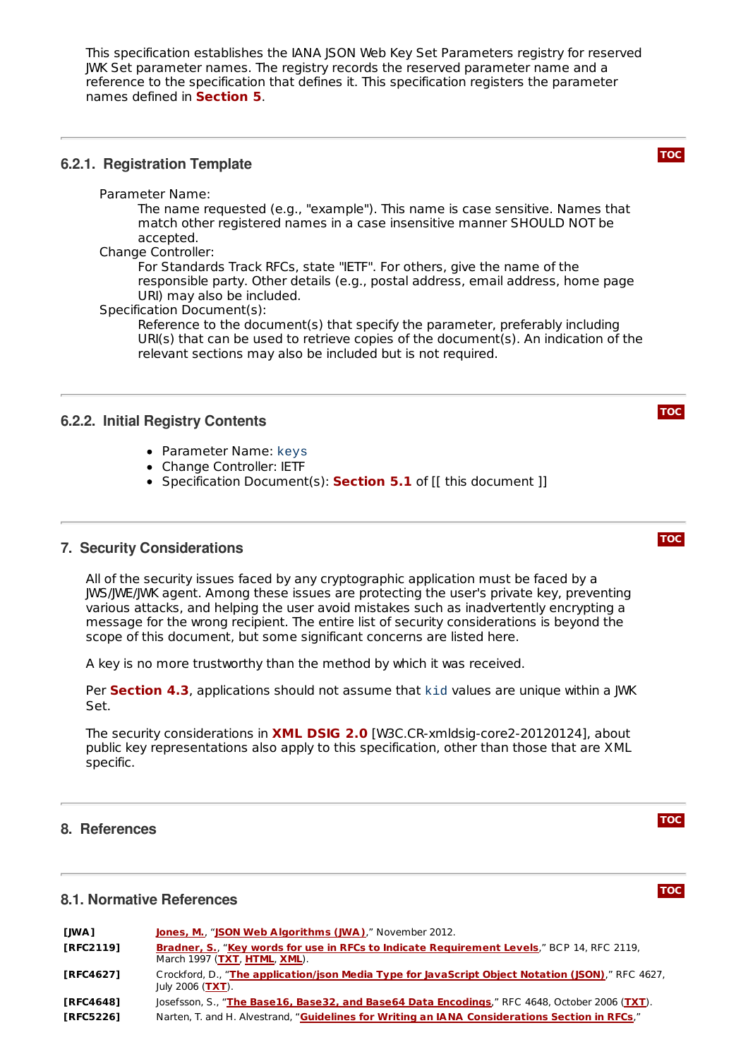This specification establishes the IANA JSON Web Key Set Parameters registry for reserved JWK Set parameter names. The registry records the reserved parameter name and a reference to the specification that defines it. This specification registers the parameter names defined in **Section 5**.

### 6.2.1. Registration Template

Parameter Name:
: The name requested (e.g., "example"). This name is case sensitive. Names that match other registered names in a case insensitive manner SHOULD NOT be accepted.

Change Controller:
: For Standards Track RFCs, state "IETF". For others, give the name of the responsible party. Other details (e.g., postal address, email address, home page URI) may also be included.

Specification Document(s):
: Reference to the document(s) that specify the parameter, preferably including URI(s) that can be used to retrieve copies of the document(s). An indication of the relevant sections may also be included but is not required.

### 6.2.2. Initial Registry Contents

- Parameter Name: `keys`
- Change Controller: IETF
- Specification Document(s): **Section 5.1** of [[ this document ]]

## 7. Security Considerations

All of the security issues faced by any cryptographic application must be faced by a JWS/JWE/JWK agent. Among these issues are protecting the user's private key, preventing various attacks, and helping the user avoid mistakes such as inadvertently encrypting a message for the wrong recipient. The entire list of security considerations is beyond the scope of this document, but some significant concerns are listed here.

A key is no more trustworthy than the method by which it was received.

Per **Section 4.3**, applications should not assume that `kid` values are unique within a JWK Set.

The security considerations in **XML DSIG 2.0** [W3C.CR-xmldsig-core2-20120124], about public key representations also apply to this specification, other than those that are XML specific.

## 8. References

### 8.1. Normative References

| | |
|---|---|
| **[JWA]** | Jones, M., "JSON Web Algorithms (JWA)," November 2012. |
| **[RFC2119]** | Bradner, S., "Key words for use in RFCs to Indicate Requirement Levels," BCP 14, RFC 2119, March 1997 (TXT, HTML, XML). |
| **[RFC4627]** | Crockford, D., "The application/json Media Type for JavaScript Object Notation (JSON)," RFC 4627, July 2006 (TXT). |
| **[RFC4648]** | Josefsson, S., "The Base16, Base32, and Base64 Data Encodings," RFC 4648, October 2006 (TXT). |
| **[RFC5226]** | Narten, T. and H. Alvestrand, "Guidelines for Writing an IANA Considerations Section in RFCs," |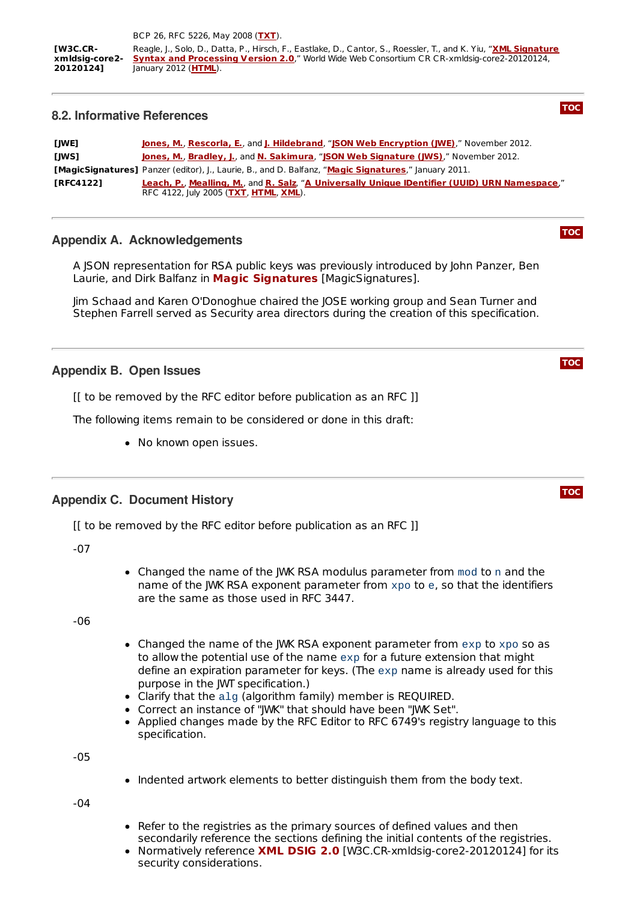BCP 26, RFC 5226, May 2008 (TXT).

| | |
|---|---|
| **[W3C.CR-xmldsig-core2-20120124]** | Reagle, J., Solo, D., Datta, P., Hirsch, F., Eastlake, D., Cantor, S., Roessler, T., and K. Yiu, "XML Signature Syntax and Processing Version 2.0," World Wide Web Consortium CR CR-xmldsig-core2-20120124, January 2012 (HTML). |

### 8.2. Informative References

| | |
|---|---|
| **[JWE]** | Jones, M., Rescorla, E., and J. Hildebrand, "JSON Web Encryption (JWE)," November 2012. |
| **[JWS]** | Jones, M., Bradley, J., and N. Sakimura, "JSON Web Signature (JWS)," November 2012. |
| **[MagicSignatures]** | Panzer (editor), J., Laurie, B., and D. Balfanz, "Magic Signatures," January 2011. |
| **[RFC4122]** | Leach, P., Mealling, M., and R. Salz, "A Universally Unique IDentifier (UUID) URN Namespace," RFC 4122, July 2005 (TXT, HTML, XML). |

## Appendix A. Acknowledgements

A JSON representation for RSA public keys was previously introduced by John Panzer, Ben Laurie, and Dirk Balfanz in **Magic Signatures** [MagicSignatures].

Jim Schaad and Karen O'Donoghue chaired the JOSE working group and Sean Turner and Stephen Farrell served as Security area directors during the creation of this specification.

## Appendix B. Open Issues

[[ to be removed by the RFC editor before publication as an RFC ]]

The following items remain to be considered or done in this draft:

- No known open issues.

## Appendix C. Document History

[[ to be removed by the RFC editor before publication as an RFC ]]

-07

- Changed the name of the JWK RSA modulus parameter from `mod` to `n` and the name of the JWK RSA exponent parameter from `xpo` to `e`, so that the identifiers are the same as those used in RFC 3447.

-06

- Changed the name of the JWK RSA exponent parameter from `exp` to `xpo` so as to allow the potential use of the name `exp` for a future extension that might define an expiration parameter for keys. (The `exp` name is already used for this purpose in the JWT specification.)
- Clarify that the `alg` (algorithm family) member is REQUIRED.
- Correct an instance of "JWK" that should have been "JWK Set".
- Applied changes made by the RFC Editor to RFC 6749's registry language to this specification.

-05

- Indented artwork elements to better distinguish them from the body text.

-04

- Refer to the registries as the primary sources of defined values and then secondarily reference the sections defining the initial contents of the registries.
- Normatively reference **XML DSIG 2.0** [W3C.CR-xmldsig-core2-20120124] for its security considerations.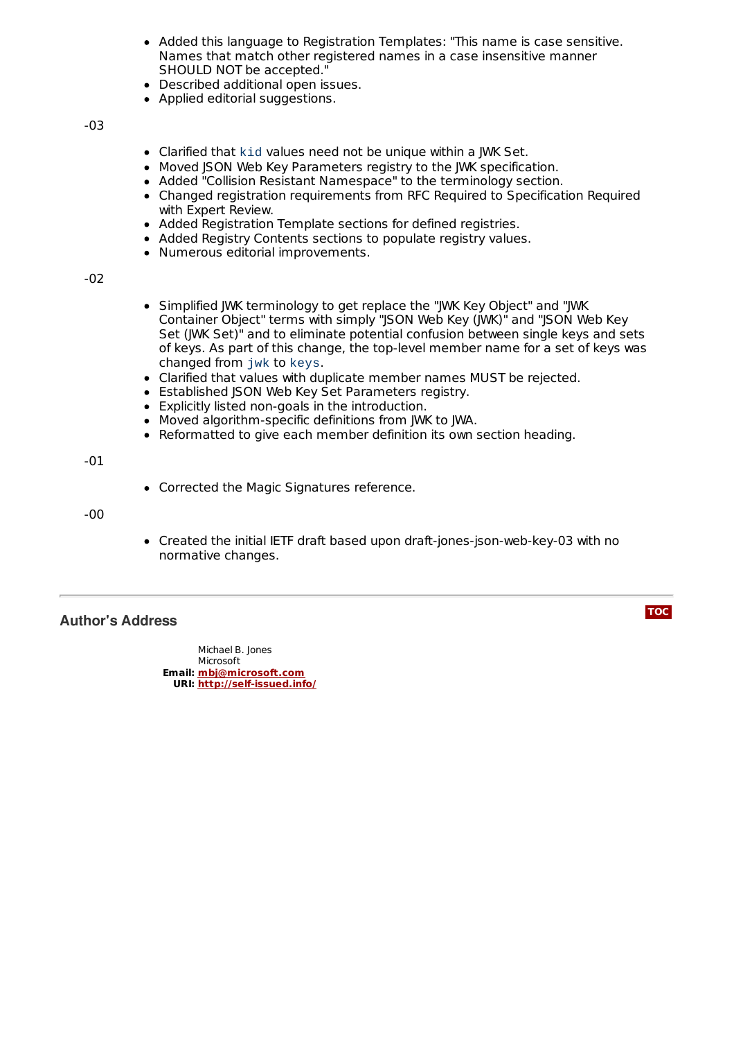- Added this language to Registration Templates: "This name is case sensitive. Names that match other registered names in a case insensitive manner SHOULD NOT be accepted."
- Described additional open issues.
- Applied editorial suggestions.

-03

- Clarified that `kid` values need not be unique within a JWK Set.
- Moved JSON Web Key Parameters registry to the JWK specification.
- Added "Collision Resistant Namespace" to the terminology section.
- Changed registration requirements from RFC Required to Specification Required with Expert Review.
- Added Registration Template sections for defined registries.
- Added Registry Contents sections to populate registry values.
- Numerous editorial improvements.

-02

- Simplified JWK terminology to get replace the "JWK Key Object" and "JWK Container Object" terms with simply "JSON Web Key (JWK)" and "JSON Web Key Set (JWK Set)" and to eliminate potential confusion between single keys and sets of keys. As part of this change, the top-level member name for a set of keys was changed from `jwk` to `keys`.
- Clarified that values with duplicate member names MUST be rejected.
- Established JSON Web Key Set Parameters registry.
- Explicitly listed non-goals in the introduction.
- Moved algorithm-specific definitions from JWK to JWA.
- Reformatted to give each member definition its own section heading.

-01

- Corrected the Magic Signatures reference.

-00

- Created the initial IETF draft based upon draft-jones-json-web-key-03 with no normative changes.

---

## Author's Address

Michael B. Jones
Microsoft
**Email:** mbj@microsoft.com
**URI:** http://self-issued.info/